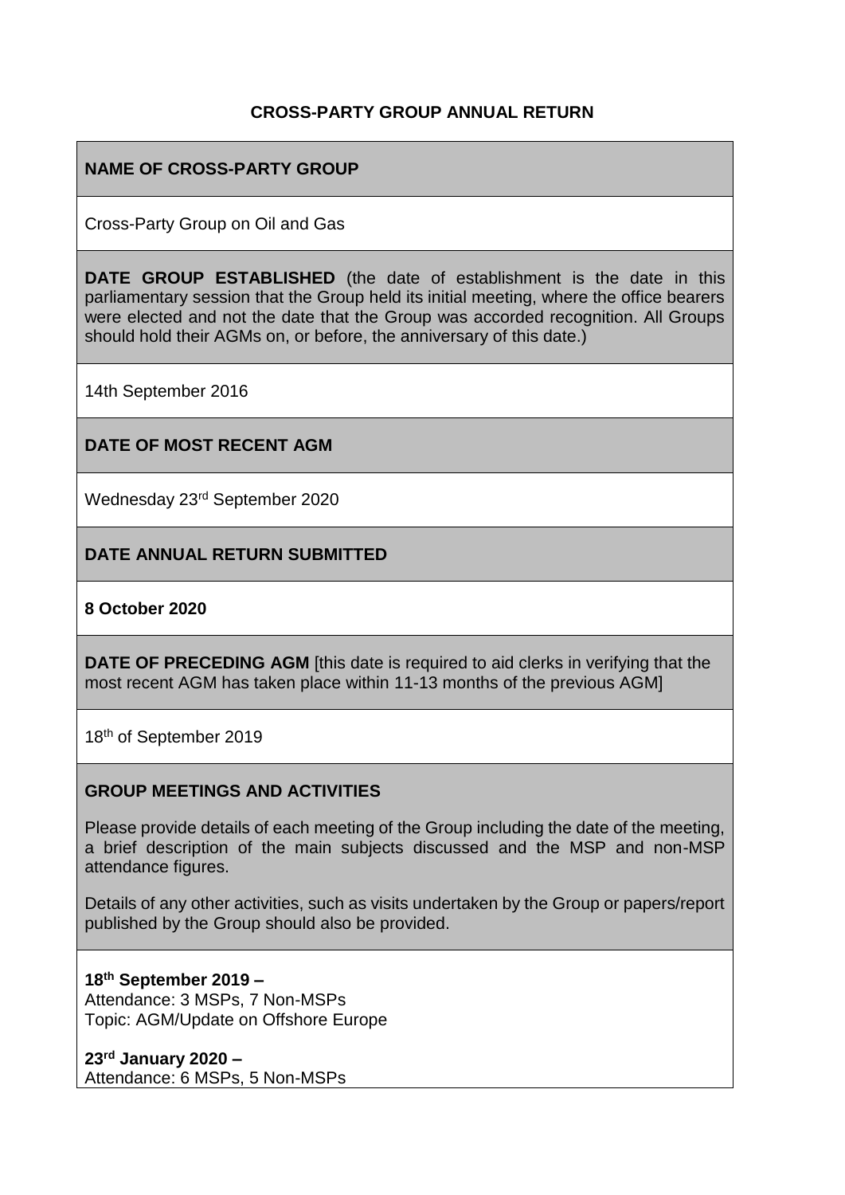# CROSS-PARTY GROUP ANNUAL RETURN

**NAME OF CROSS-PARTY GROUP**

Cross-Party Group on Oil and Gas

**DATE GROUP ESTABLISHED** (the date of establishment is the date in this parliamentary session that the Group held its initial meeting, where the office bearers were elected and not the date that the Group was accorded recognition. All Groups should hold their AGMs on, or before, the anniversary of this date.)

14th September 2016

**DATE OF MOST RECENT AGM**

Wednesday 23rd September 2020

**DATE ANNUAL RETURN SUBMITTED**

**8 October 2020**

**DATE OF PRECEDING AGM** [this date is required to aid clerks in verifying that the most recent AGM has taken place within 11-13 months of the previous AGM]

18th of September 2019

**GROUP MEETINGS AND ACTIVITIES**

Please provide details of each meeting of the Group including the date of the meeting, a brief description of the main subjects discussed and the MSP and non-MSP attendance figures.

Details of any other activities, such as visits undertaken by the Group or papers/report published by the Group should also be provided.

**18th September 2019 –**
Attendance: 3 MSPs, 7 Non-MSPs
Topic: AGM/Update on Offshore Europe

**23rd January 2020 –**
Attendance: 6 MSPs, 5 Non-MSPs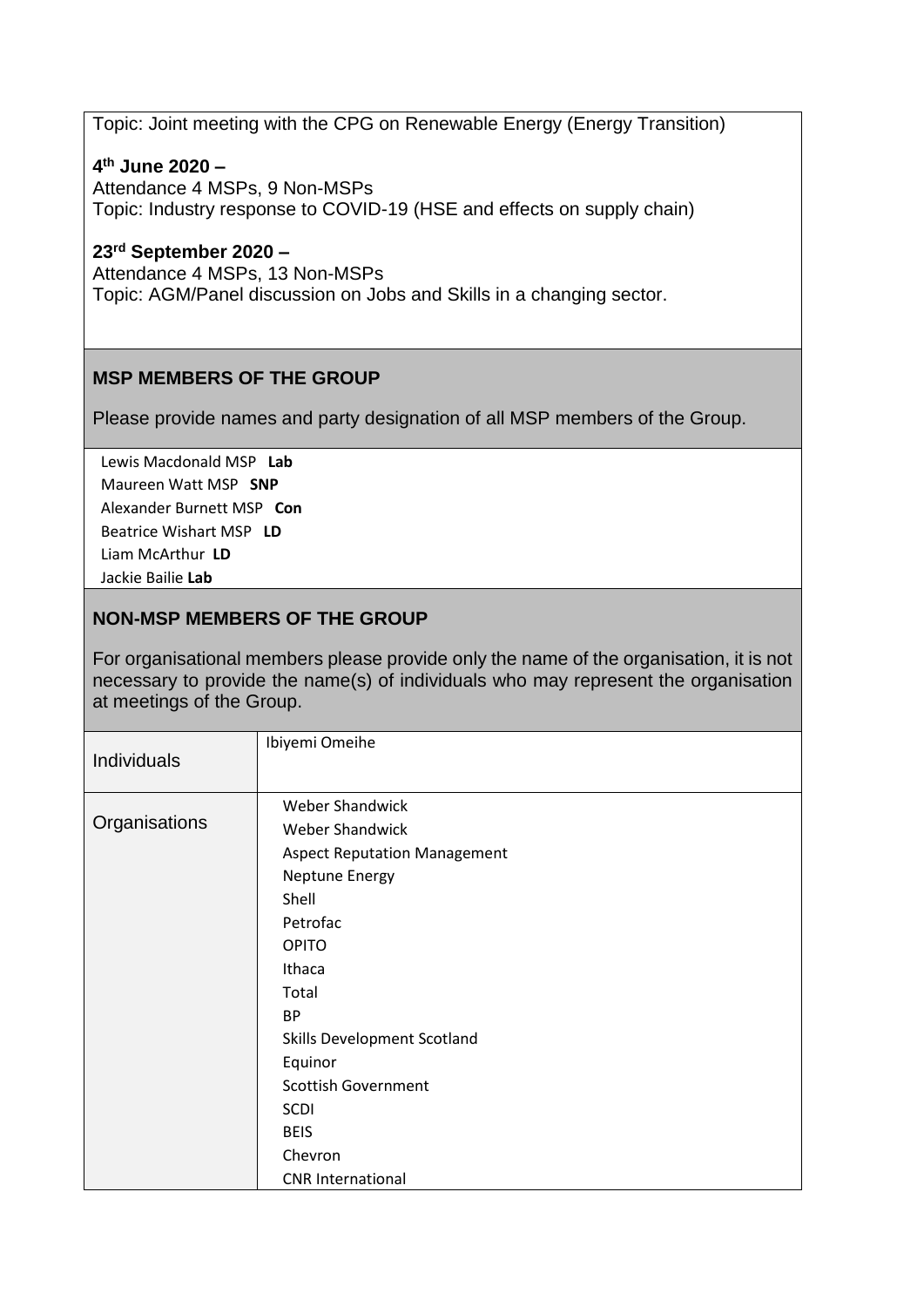Topic: Joint meeting with the CPG on Renewable Energy (Energy Transition)

**4th June 2020 –**
Attendance 4 MSPs, 9 Non-MSPs
Topic: Industry response to COVID-19 (HSE and effects on supply chain)

**23rd September 2020 –**
Attendance 4 MSPs, 13 Non-MSPs
Topic: AGM/Panel discussion on Jobs and Skills in a changing sector.

## MSP MEMBERS OF THE GROUP

Please provide names and party designation of all MSP members of the Group.

Lewis Macdonald MSP **Lab**
Maureen Watt MSP **SNP**
Alexander Burnett MSP **Con**
Beatrice Wishart MSP **LD**
Liam McArthur **LD**
Jackie Bailie **Lab**

## NON-MSP MEMBERS OF THE GROUP

For organisational members please provide only the name of the organisation, it is not necessary to provide the name(s) of individuals who may represent the organisation at meetings of the Group.

| | |
|---|---|
| Individuals | Ibiyemi Omeihe |
| Organisations | Weber Shandwick<br>Weber Shandwick<br>Aspect Reputation Management<br>Neptune Energy<br>Shell<br>Petrofac<br>OPITO<br>Ithaca<br>Total<br>BP<br>Skills Development Scotland<br>Equinor<br>Scottish Government<br>SCDI<br>BEIS<br>Chevron<br>CNR International |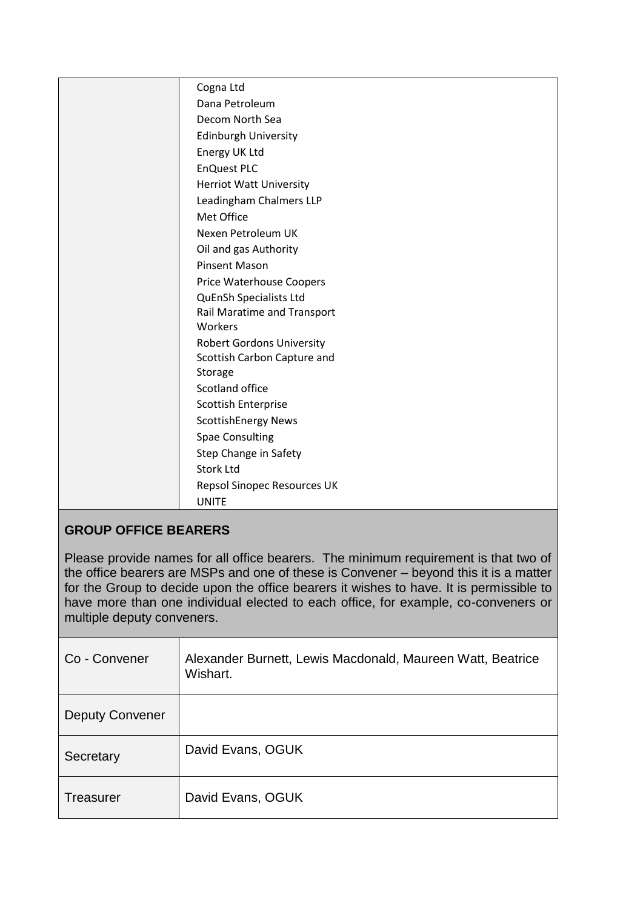| | |
|---|---|
| | Cogna Ltd<br>Dana Petroleum<br>Decom North Sea<br>Edinburgh University<br>Energy UK Ltd<br>EnQuest PLC<br>Herriot Watt University<br>Leadingham Chalmers LLP<br>Met Office<br>Nexen Petroleum UK<br>Oil and gas Authority<br>Pinsent Mason<br>Price Waterhouse Coopers<br>QuEnSh Specialists Ltd<br>Rail Maratime and Transport Workers<br>Robert Gordons University<br>Scottish Carbon Capture and Storage<br>Scotland office<br>Scottish Enterprise<br>ScottishEnergy News<br>Spae Consulting<br>Step Change in Safety<br>Stork Ltd<br>Repsol Sinopec Resources UK<br>UNITE |

**GROUP OFFICE BEARERS**

Please provide names for all office bearers. The minimum requirement is that two of the office bearers are MSPs and one of these is Convener – beyond this it is a matter for the Group to decide upon the office bearers it wishes to have. It is permissible to have more than one individual elected to each office, for example, co-conveners or multiple deputy conveners.

| | |
|---|---|
| Co - Convener | Alexander Burnett, Lewis Macdonald, Maureen Watt, Beatrice Wishart. |
| Deputy Convener | |
| Secretary | David Evans, OGUK |
| Treasurer | David Evans, OGUK |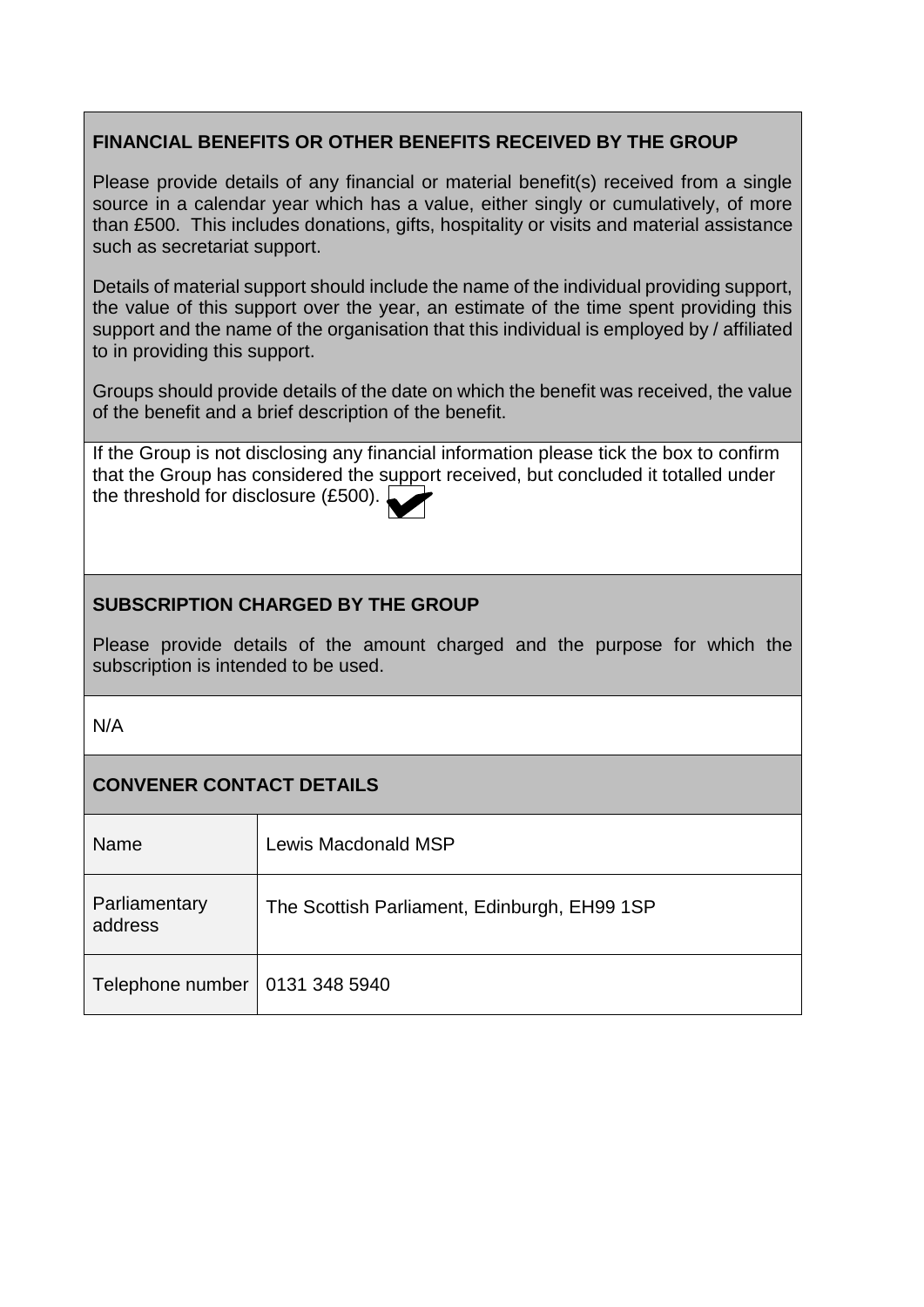**FINANCIAL BENEFITS OR OTHER BENEFITS RECEIVED BY THE GROUP**

Please provide details of any financial or material benefit(s) received from a single source in a calendar year which has a value, either singly or cumulatively, of more than £500. This includes donations, gifts, hospitality or visits and material assistance such as secretariat support.

Details of material support should include the name of the individual providing support, the value of this support over the year, an estimate of the time spent providing this support and the name of the organisation that this individual is employed by / affiliated to in providing this support.

Groups should provide details of the date on which the benefit was received, the value of the benefit and a brief description of the benefit.

If the Group is not disclosing any financial information please tick the box to confirm that the Group has considered the support received, but concluded it totalled under the threshold for disclosure (£500). ✔

**SUBSCRIPTION CHARGED BY THE GROUP**

Please provide details of the amount charged and the purpose for which the subscription is intended to be used.

N/A

**CONVENER CONTACT DETAILS**

| | |
|---|---|
| Name | Lewis Macdonald MSP |
| Parliamentary address | The Scottish Parliament, Edinburgh, EH99 1SP |
| Telephone number | 0131 348 5940 |